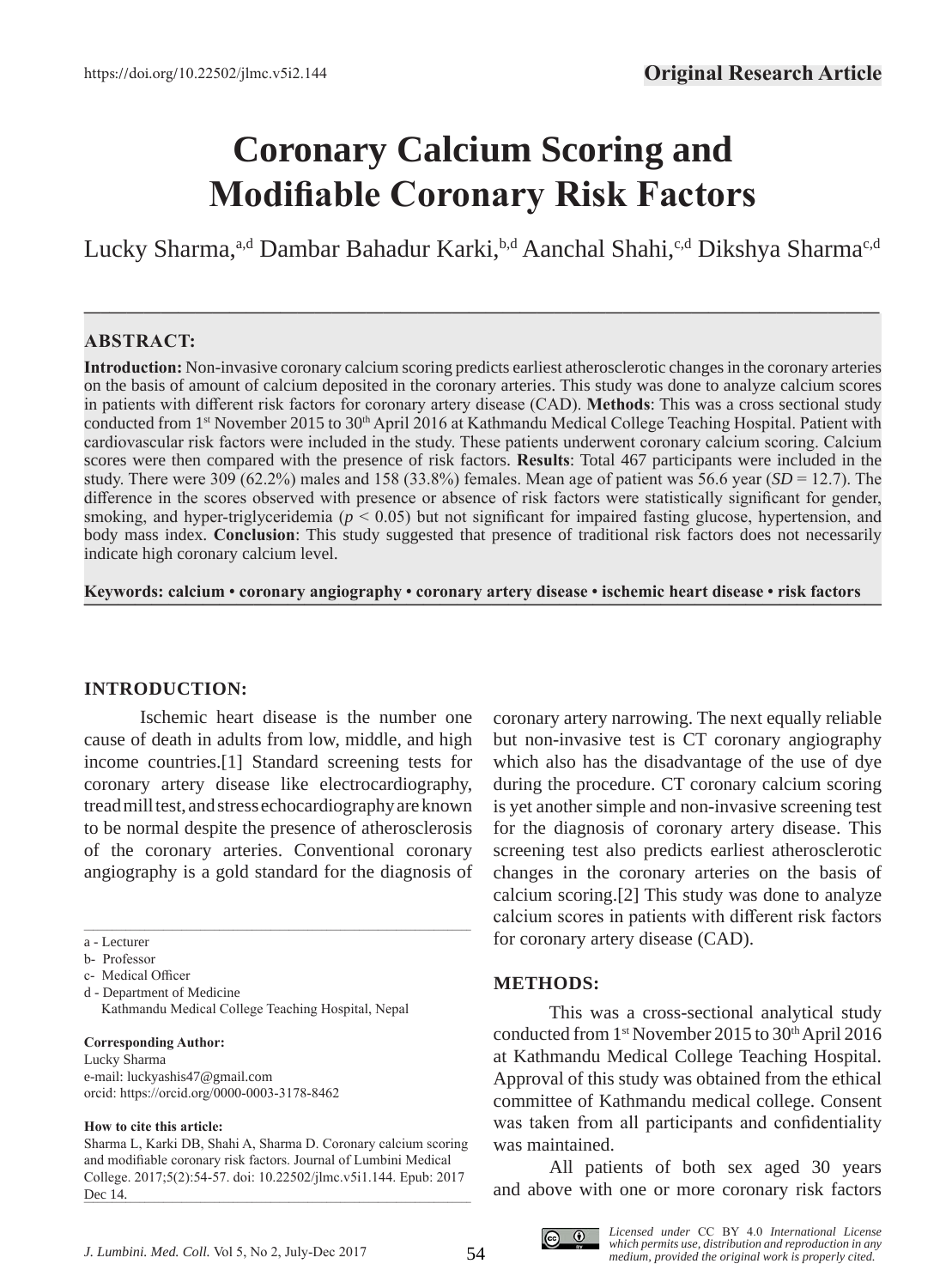https://doi.org/10.22502/jlmc.v5i2.144

**Original Research Article**

# Coronary Calcium Scoring and Modifiable Coronary Risk Factors

Lucky Sharma,[a,d] Dambar Bahadur Karki,[b,d] Aanchal Shahi,[c,d] Dikshya Sharma[c,d]

## ABSTRACT:

**Introduction:** Non-invasive coronary calcium scoring predicts earliest atherosclerotic changes in the coronary arteries on the basis of amount of calcium deposited in the coronary arteries. This study was done to analyze calcium scores in patients with different risk factors for coronary artery disease (CAD). **Methods**: This was a cross sectional study conducted from 1st November 2015 to 30th April 2016 at Kathmandu Medical College Teaching Hospital. Patient with cardiovascular risk factors were included in the study. These patients underwent coronary calcium scoring. Calcium scores were then compared with the presence of risk factors. **Results**: Total 467 participants were included in the study. There were 309 (62.2%) males and 158 (33.8%) females. Mean age of patient was 56.6 year (*SD* = 12.7). The difference in the scores observed with presence or absence of risk factors were statistically significant for gender, smoking, and hyper-triglyceridemia ($p < 0.05$) but not significant for impaired fasting glucose, hypertension, and body mass index. **Conclusion**: This study suggested that presence of traditional risk factors does not necessarily indicate high coronary calcium level.

**Keywords: calcium • coronary angiography • coronary artery disease • ischemic heart disease • risk factors**

## INTRODUCTION:

Ischemic heart disease is the number one cause of death in adults from low, middle, and high income countries.[1] Standard screening tests for coronary artery disease like electrocardiography, treadmill test, and stress echocardiography are known to be normal despite the presence of atherosclerosis of the coronary arteries. Conventional coronary angiography is a gold standard for the diagnosis of coronary artery narrowing. The next equally reliable but non-invasive test is CT coronary angiography which also has the disadvantage of the use of dye during the procedure. CT coronary calcium scoring is yet another simple and non-invasive screening test for the diagnosis of coronary artery disease. This screening test also predicts earliest atherosclerotic changes in the coronary arteries on the basis of calcium scoring.[2] This study was done to analyze calcium scores in patients with different risk factors for coronary artery disease (CAD).

## METHODS:

This was a cross-sectional analytical study conducted from 1st November 2015 to 30th April 2016 at Kathmandu Medical College Teaching Hospital. Approval of this study was obtained from the ethical committee of Kathmandu medical college. Consent was taken from all participants and confidentiality was maintained.

All patients of both sex aged 30 years and above with one or more coronary risk factors

---

a - Lecturer
b- Professor
c- Medical Officer
d - Department of Medicine
Kathmandu Medical College Teaching Hospital, Nepal

**Corresponding Author:**
Lucky Sharma
e-mail: luckyashis47@gmail.com
orcid: https://orcid.org/0000-0003-3178-8462

**How to cite this article:**
Sharma L, Karki DB, Shahi A, Sharma D. Coronary calcium scoring and modifiable coronary risk factors. Journal of Lumbini Medical College. 2017;5(2):54-57. doi: 10.22502/jlmc.v5i1.144. Epub: 2017 Dec 14.

*Licensed under* CC BY 4.0 *International License which permits use, distribution and reproduction in any medium, provided the original work is properly cited.*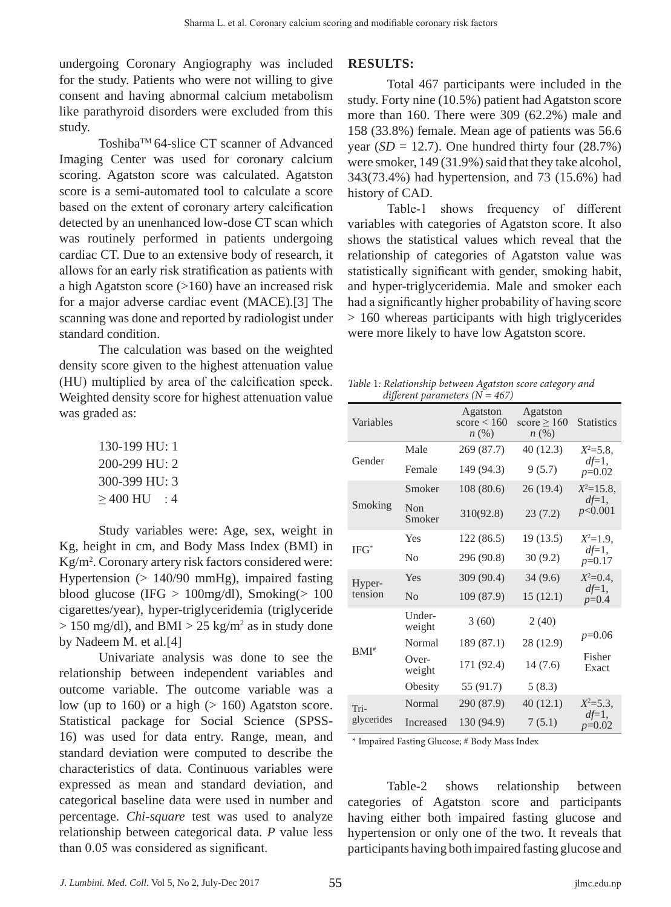undergoing Coronary Angiography was included for the study. Patients who were not willing to give consent and having abnormal calcium metabolism like parathyroid disorders were excluded from this study.

Toshiba™ 64-slice CT scanner of Advanced Imaging Center was used for coronary calcium scoring. Agatston score was calculated. Agatston score is a semi-automated tool to calculate a score based on the extent of coronary artery calcification detected by an unenhanced low-dose CT scan which was routinely performed in patients undergoing cardiac CT. Due to an extensive body of research, it allows for an early risk stratification as patients with a high Agatston score (>160) have an increased risk for a major adverse cardiac event (MACE).[3] The scanning was done and reported by radiologist under standard condition.

The calculation was based on the weighted density score given to the highest attenuation value (HU) multiplied by area of the calcification speck. Weighted density score for highest attenuation value was graded as:

130-199 HU: 1
200-299 HU: 2
300-399 HU: 3
≥ 400 HU : 4

Study variables were: Age, sex, weight in Kg, height in cm, and Body Mass Index (BMI) in Kg/m$^2$. Coronary artery risk factors considered were: Hypertension (> 140/90 mmHg), impaired fasting blood glucose (IFG > 100mg/dl), Smoking(> 100 cigarettes/year), hyper-triglyceridemia (triglyceride > 150 mg/dl), and BMI > 25 kg/m$^2$ as in study done by Nadeem M. et al.[4]

Univariate analysis was done to see the relationship between independent variables and outcome variable. The outcome variable was a low (up to 160) or a high (> 160) Agatston score. Statistical package for Social Science (SPSS-16) was used for data entry. Range, mean, and standard deviation were computed to describe the characteristics of data. Continuous variables were expressed as mean and standard deviation, and categorical baseline data were used in number and percentage. *Chi-square* test was used to analyze relationship between categorical data. *P* value less than 0.05 was considered as significant.

## RESULTS:

Total 467 participants were included in the study. Forty nine (10.5%) patient had Agatston score more than 160. There were 309 (62.2%) male and 158 (33.8%) female. Mean age of patients was 56.6 year (*SD* = 12.7). One hundred thirty four (28.7%) were smoker, 149 (31.9%) said that they take alcohol, 343(73.4%) had hypertension, and 73 (15.6%) had history of CAD.

Table-1 shows frequency of different variables with categories of Agatston score. It also shows the statistical values which reveal that the relationship of categories of Agatston value was statistically significant with gender, smoking habit, and hyper-triglyceridemia. Male and smoker each had a significantly higher probability of having score > 160 whereas participants with high triglycerides were more likely to have low Agatston score.

*Table 1: Relationship between Agatston score category and different parameters (N = 467)*

| Variables | | Agatston score < 160 *n* (%) | Agatston score ≥ 160 *n* (%) | Statistics |
|---|---|---|---|---|
| Gender | Male | 269 (87.7) | 40 (12.3) | $X^2$=5.8, *df*=1, *p*=0.02 |
| | Female | 149 (94.3) | 9 (5.7) | |
| Smoking | Smoker | 108 (80.6) | 26 (19.4) | $X^2$=15.8, *df*=1, *p*<0.001 |
| | Non Smoker | 310(92.8) | 23 (7.2) | |
| IFG* | Yes | 122 (86.5) | 19 (13.5) | $X^2$=1.9, *df*=1, *p*=0.17 |
| | No | 296 (90.8) | 30 (9.2) | |
| Hyper-tension | Yes | 309 (90.4) | 34 (9.6) | $X^2$=0.4, *df*=1, *p*=0.4 |
| | No | 109 (87.9) | 15 (12.1) | |
| BMI# | Under-weight | 3 (60) | 2 (40) | *p*=0.06 Fisher Exact |
| | Normal | 189 (87.1) | 28 (12.9) | |
| | Over-weight | 171 (92.4) | 14 (7.6) | |
| | Obesity | 55 (91.7) | 5 (8.3) | |
| Tri-glycerides | Normal | 290 (87.9) | 40 (12.1) | $X^2$=5.3, *df*=1, *p*=0.02 |
| | Increased | 130 (94.9) | 7 (5.1) | |

\* Impaired Fasting Glucose; # Body Mass Index

Table-2 shows relationship between categories of Agatston score and participants having either both impaired fasting glucose and hypertension or only one of the two. It reveals that participants having both impaired fasting glucose and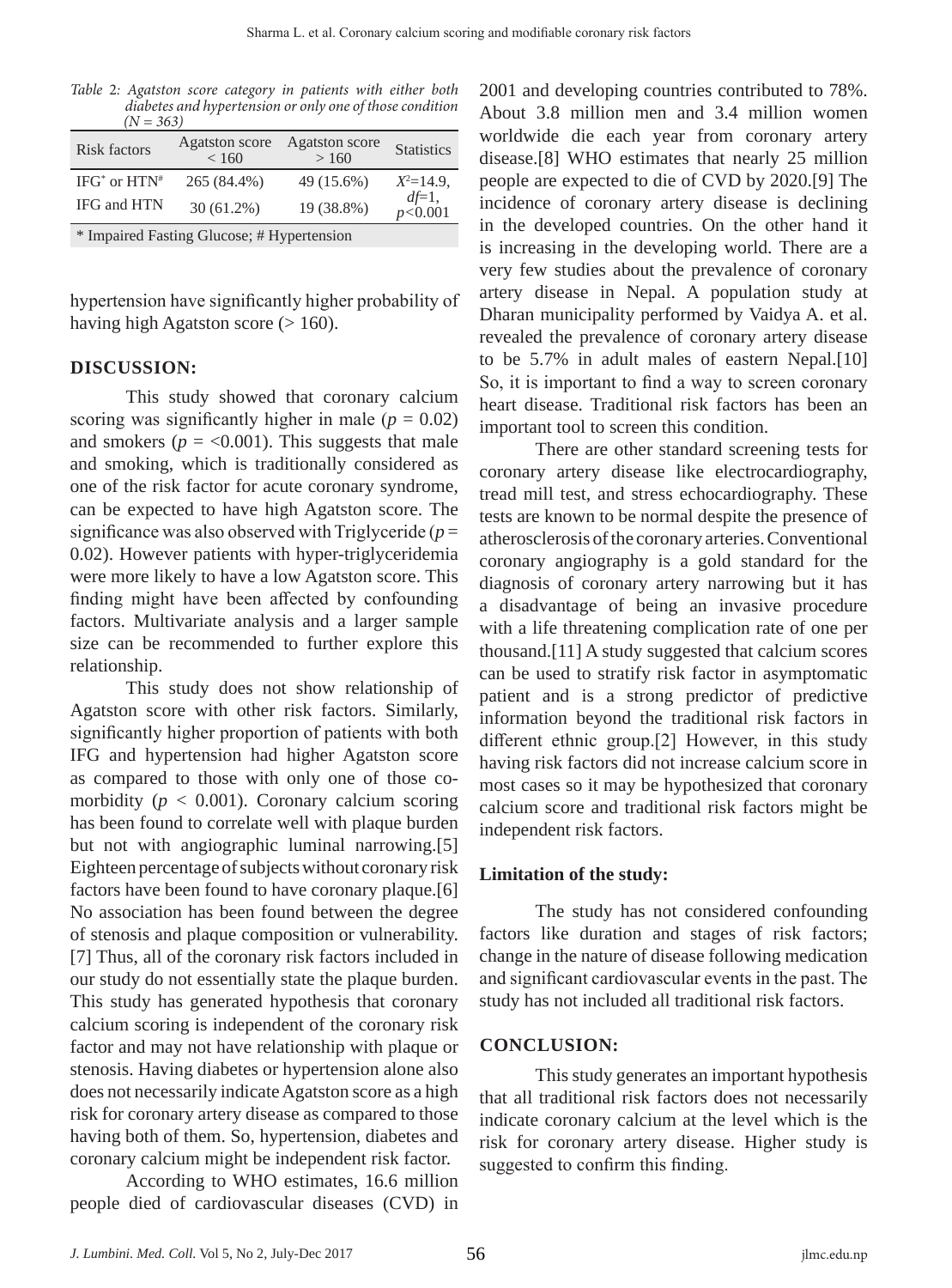*Table 2: Agatston score category in patients with either both diabetes and hypertension or only one of those condition (N = 363)*

| Risk factors | Agatston score < 160 | Agatston score > 160 | Statistics |
|---|---|---|---|
| IFG* or HTN# | 265 (84.4%) | 49 (15.6%) | $X^2$=14.9, $df$=1, $p$<0.001 |
| IFG and HTN | 30 (61.2%) | 19 (38.8%) | |

\* Impaired Fasting Glucose; # Hypertension

hypertension have significantly higher probability of having high Agatston score (> 160).

## DISCUSSION:

This study showed that coronary calcium scoring was significantly higher in male ($p$ = 0.02) and smokers ($p$ = <0.001). This suggests that male and smoking, which is traditionally considered as one of the risk factor for acute coronary syndrome, can be expected to have high Agatston score. The significance was also observed with Triglyceride ($p$ = 0.02). However patients with hyper-triglyceridemia were more likely to have a low Agatston score. This finding might have been affected by confounding factors. Multivariate analysis and a larger sample size can be recommended to further explore this relationship.

This study does not show relationship of Agatston score with other risk factors. Similarly, significantly higher proportion of patients with both IFG and hypertension had higher Agatston score as compared to those with only one of those co-morbidity ($p$ < 0.001). Coronary calcium scoring has been found to correlate well with plaque burden but not with angiographic luminal narrowing.[5] Eighteen percentage of subjects without coronary risk factors have been found to have coronary plaque.[6] No association has been found between the degree of stenosis and plaque composition or vulnerability.[7] Thus, all of the coronary risk factors included in our study do not essentially state the plaque burden. This study has generated hypothesis that coronary calcium scoring is independent of the coronary risk factor and may not have relationship with plaque or stenosis. Having diabetes or hypertension alone also does not necessarily indicate Agatston score as a high risk for coronary artery disease as compared to those having both of them. So, hypertension, diabetes and coronary calcium might be independent risk factor.

According to WHO estimates, 16.6 million people died of cardiovascular diseases (CVD) in 2001 and developing countries contributed to 78%. About 3.8 million men and 3.4 million women worldwide die each year from coronary artery disease.[8] WHO estimates that nearly 25 million people are expected to die of CVD by 2020.[9] The incidence of coronary artery disease is declining in the developed countries. On the other hand it is increasing in the developing world. There are a very few studies about the prevalence of coronary artery disease in Nepal. A population study at Dharan municipality performed by Vaidya A. et al. revealed the prevalence of coronary artery disease to be 5.7% in adult males of eastern Nepal.[10] So, it is important to find a way to screen coronary heart disease. Traditional risk factors has been an important tool to screen this condition.

There are other standard screening tests for coronary artery disease like electrocardiography, tread mill test, and stress echocardiography. These tests are known to be normal despite the presence of atherosclerosis of the coronary arteries. Conventional coronary angiography is a gold standard for the diagnosis of coronary artery narrowing but it has a disadvantage of being an invasive procedure with a life threatening complication rate of one per thousand.[11] A study suggested that calcium scores can be used to stratify risk factor in asymptomatic patient and is a strong predictor of predictive information beyond the traditional risk factors in different ethnic group.[2] However, in this study having risk factors did not increase calcium score in most cases so it may be hypothesized that coronary calcium score and traditional risk factors might be independent risk factors.

### Limitation of the study:

The study has not considered confounding factors like duration and stages of risk factors; change in the nature of disease following medication and significant cardiovascular events in the past. The study has not included all traditional risk factors.

## CONCLUSION:

This study generates an important hypothesis that all traditional risk factors does not necessarily indicate coronary calcium at the level which is the risk for coronary artery disease. Higher study is suggested to confirm this finding.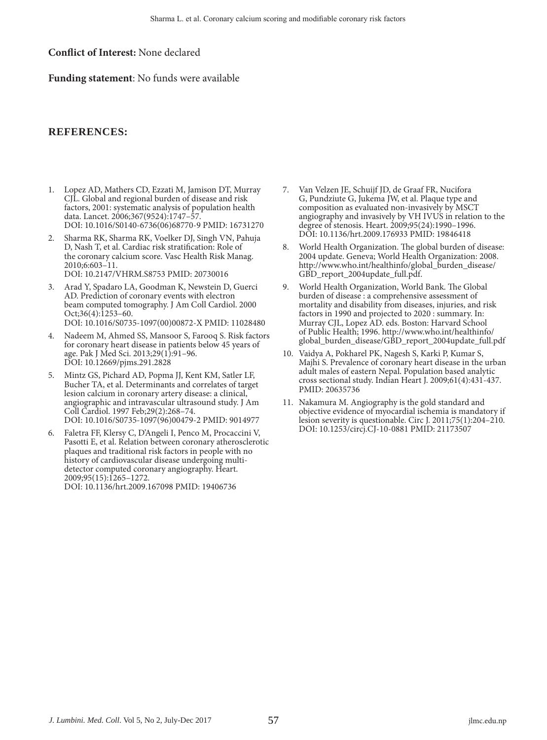**Conflict of Interest:** None declared

**Funding statement**: No funds were available

## REFERENCES:

1. Lopez AD, Mathers CD, Ezzati M, Jamison DT, Murray CJL. Global and regional burden of disease and risk factors, 2001: systematic analysis of population health data. Lancet. 2006;367(9524):1747–57. DOI: 10.1016/S0140-6736(06)68770-9 PMID: 16731270
2. Sharma RK, Sharma RK, Voelker DJ, Singh VN, Pahuja D, Nash T, et al. Cardiac risk stratification: Role of the coronary calcium score. Vasc Health Risk Manag. 2010;6:603–11. DOI: 10.2147/VHRM.S8753 PMID: 20730016
3. Arad Y, Spadaro LA, Goodman K, Newstein D, Guerci AD. Prediction of coronary events with electron beam computed tomography. J Am Coll Cardiol. 2000 Oct;36(4):1253–60. DOI: 10.1016/S0735-1097(00)00872-X PMID: 11028480
4. Nadeem M, Ahmed SS, Mansoor S, Farooq S. Risk factors for coronary heart disease in patients below 45 years of age. Pak J Med Sci. 2013;29(1):91–96. DOI: 10.12669/pjms.291.2828
5. Mintz GS, Pichard AD, Popma JJ, Kent KM, Satler LF, Bucher TA, et al. Determinants and correlates of target lesion calcium in coronary artery disease: a clinical, angiographic and intravascular ultrasound study. J Am Coll Cardiol. 1997 Feb;29(2):268–74. DOI: 10.1016/S0735-1097(96)00479-2 PMID: 9014977
6. Faletra FF, Klersy C, D'Angeli I, Penco M, Procaccini V, Pasotti E, et al. Relation between coronary atherosclerotic plaques and traditional risk factors in people with no history of cardiovascular disease undergoing multi-detector computed coronary angiography. Heart. 2009;95(15):1265–1272. DOI: 10.1136/hrt.2009.167098 PMID: 19406736
7. Van Velzen JE, Schuijf JD, de Graaf FR, Nucifora G, Pundziute G, Jukema JW, et al. Plaque type and composition as evaluated non-invasively by MSCT angiography and invasively by VH IVUS in relation to the degree of stenosis. Heart. 2009;95(24):1990–1996. DOI: 10.1136/hrt.2009.176933 PMID: 19846418
8. World Health Organization. The global burden of disease: 2004 update. Geneva; World Health Organization: 2008. http://www.who.int/healthinfo/global_burden_disease/GBD_report_2004update_full.pdf.
9. World Health Organization, World Bank. The Global burden of disease : a comprehensive assessment of mortality and disability from diseases, injuries, and risk factors in 1990 and projected to 2020 : summary. In: Murray CJL, Lopez AD. eds. Boston: Harvard School of Public Health; 1996. http://www.who.int/healthinfo/global_burden_disease/GBD_report_2004update_full.pdf
10. Vaidya A, Pokharel PK, Nagesh S, Karki P, Kumar S, Majhi S. Prevalence of coronary heart disease in the urban adult males of eastern Nepal. Population based analytic cross sectional study. Indian Heart J. 2009;61(4):431-437. PMID: 20635736
11. Nakamura M. Angiography is the gold standard and objective evidence of myocardial ischemia is mandatory if lesion severity is questionable. Circ J. 2011;75(1):204–210. DOI: 10.1253/circj.CJ-10-0881 PMID: 21173507